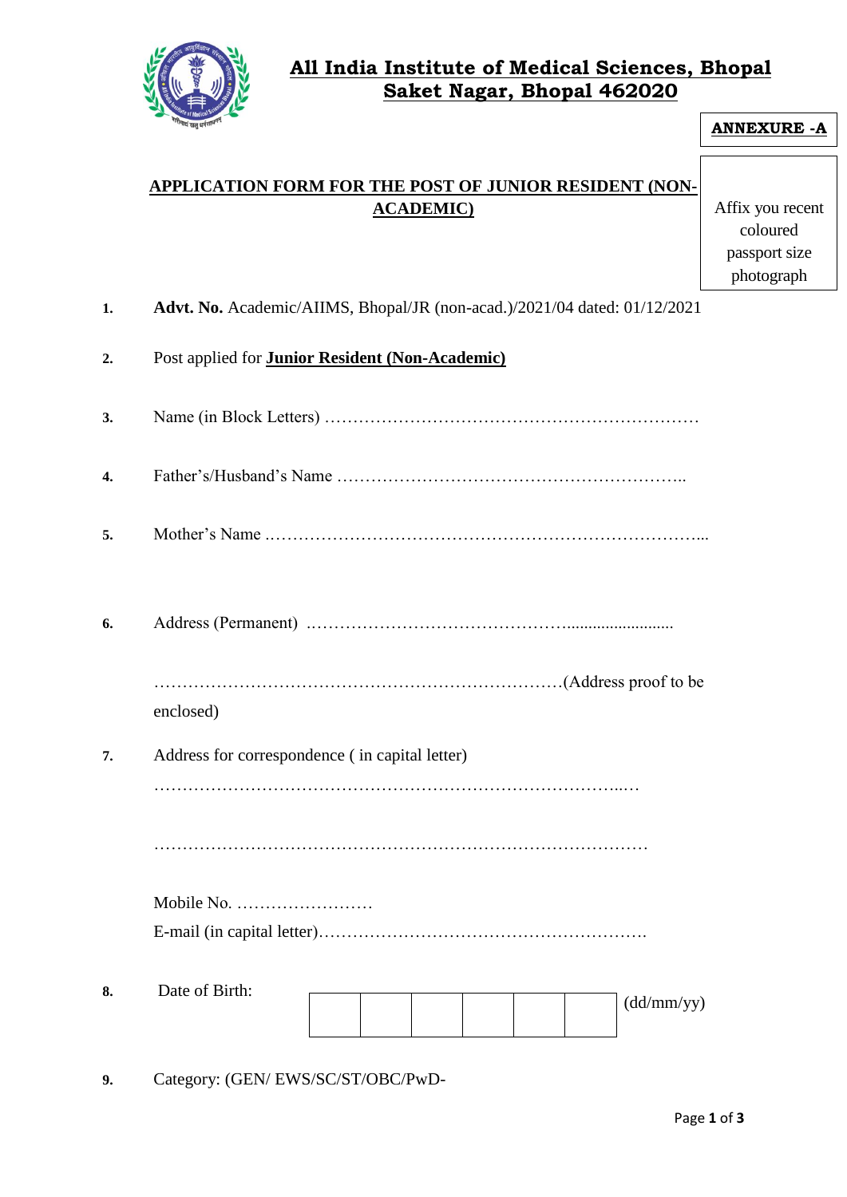# All India Institute of Medical Sciences, Bhopal
## Saket Nagar, Bhopal 462020

**ANNEXURE -A**

**APPLICATION FORM FOR THE POST OF JUNIOR RESIDENT (NON-ACADEMIC)**

Affix you recent coloured passport size photograph

1. **Advt. No.** Academic/AIIMS, Bhopal/JR (non-acad.)/2021/04 dated: 01/12/2021

2. Post applied for **Junior Resident (Non-Academic)**

3. Name (in Block Letters) …………………………………………………………

4. Father's/Husband's Name ……………………………………………………..

5. Mother's Name .…………………………………………………………………...

6. Address (Permanent) .………………………………………..........................

   ………………………………………………………………(Address proof to be enclosed)

7. Address for correspondence ( in capital letter)

   ………………………………………………………………………..…

   ……………………………………………………………………………

   Mobile No. ……………………

   E-mail (in capital letter)………………………………………………….

8. Date of Birth:

| | | | | | |
|---|---|---|---|---|---|
| | | | | | |

(dd/mm/yy)

9. Category: (GEN/ EWS/SC/ST/OBC/PwD-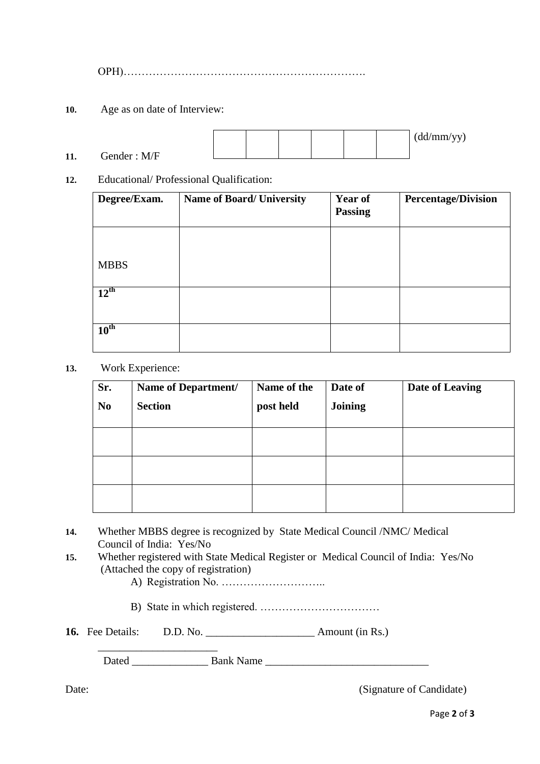OPH)………………………………………………………….

**10.** Age as on date of Interview:

| | | | | | |
|---|---|---|---|---|---|
| | | | | | |

(dd/mm/yy)

**11.** Gender : M/F

**12.** Educational/ Professional Qualification:

| Degree/Exam. | Name of Board/ University | Year of Passing | Percentage/Division |
|---|---|---|---|
| MBBS | | | |
| 12th | | | |
| 10th | | | |

**13.** Work Experience:

| Sr. No | Name of Department/ Section | Name of the post held | Date of Joining | Date of Leaving |
|---|---|---|---|---|
| | | | | |
| | | | | |
| | | | | |

**14.** Whether MBBS degree is recognized by State Medical Council /NMC/ Medical Council of India: Yes/No

**15.** Whether registered with State Medical Register or Medical Council of India: Yes/No (Attached the copy of registration)

A) Registration No. ………………………..

B) State in which registered. ……………………………

**16.** Fee Details: D.D. No. ___________________ Amount (in Rs.) ______________________

Dated ______________ Bank Name ______________________________

Date: (Signature of Candidate)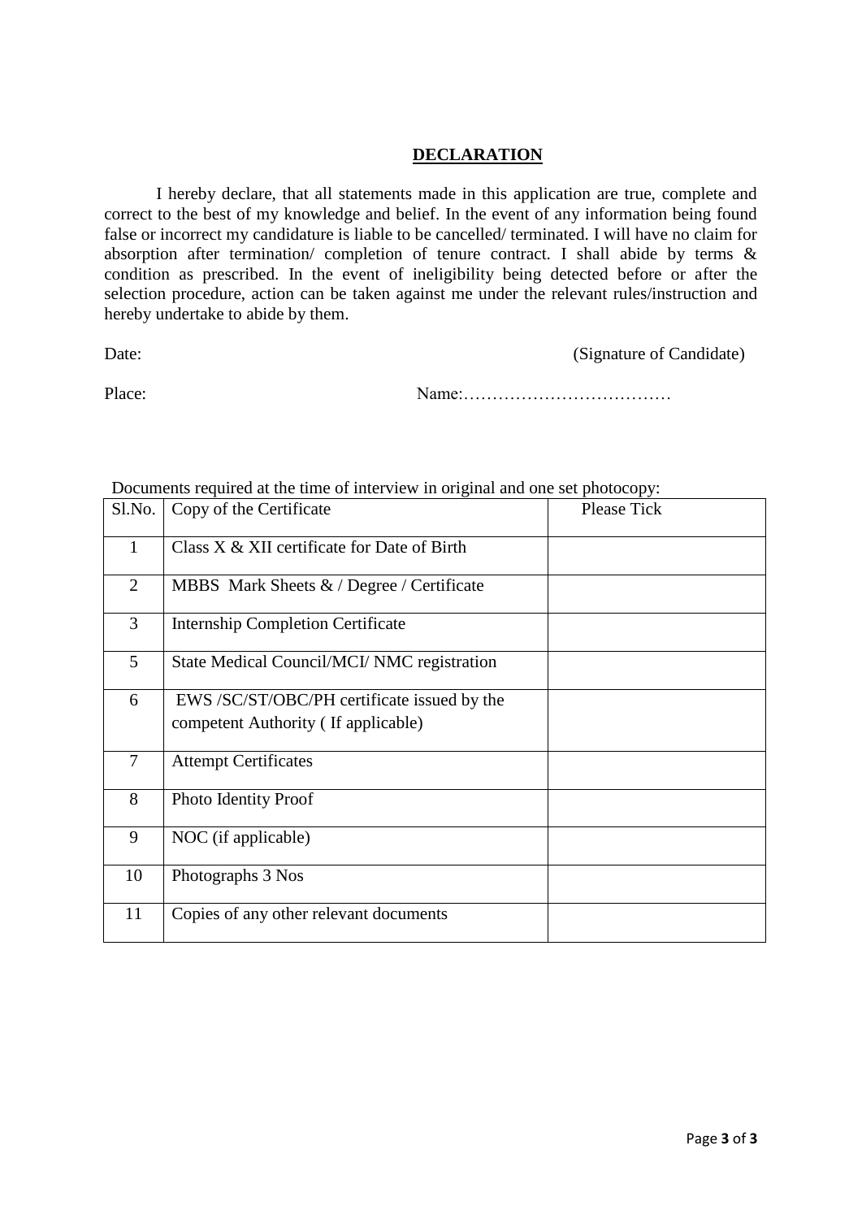## DECLARATION

I hereby declare, that all statements made in this application are true, complete and correct to the best of my knowledge and belief. In the event of any information being found false or incorrect my candidature is liable to be cancelled/ terminated. I will have no claim for absorption after termination/ completion of tenure contract. I shall abide by terms & condition as prescribed. In the event of ineligibility being detected before or after the selection procedure, action can be taken against me under the relevant rules/instruction and hereby undertake to abide by them.

Date: (Signature of Candidate)

Place: Name:………………………………

Documents required at the time of interview in original and one set photocopy:

| Sl.No. | Copy of the Certificate | Please Tick |
|---|---|---|
| 1 | Class X & XII certificate for Date of Birth | |
| 2 | MBBS Mark Sheets & / Degree / Certificate | |
| 3 | Internship Completion Certificate | |
| 5 | State Medical Council/MCI/ NMC registration | |
| 6 | EWS /SC/ST/OBC/PH certificate issued by the competent Authority ( If applicable) | |
| 7 | Attempt Certificates | |
| 8 | Photo Identity Proof | |
| 9 | NOC (if applicable) | |
| 10 | Photographs 3 Nos | |
| 11 | Copies of any other relevant documents | |